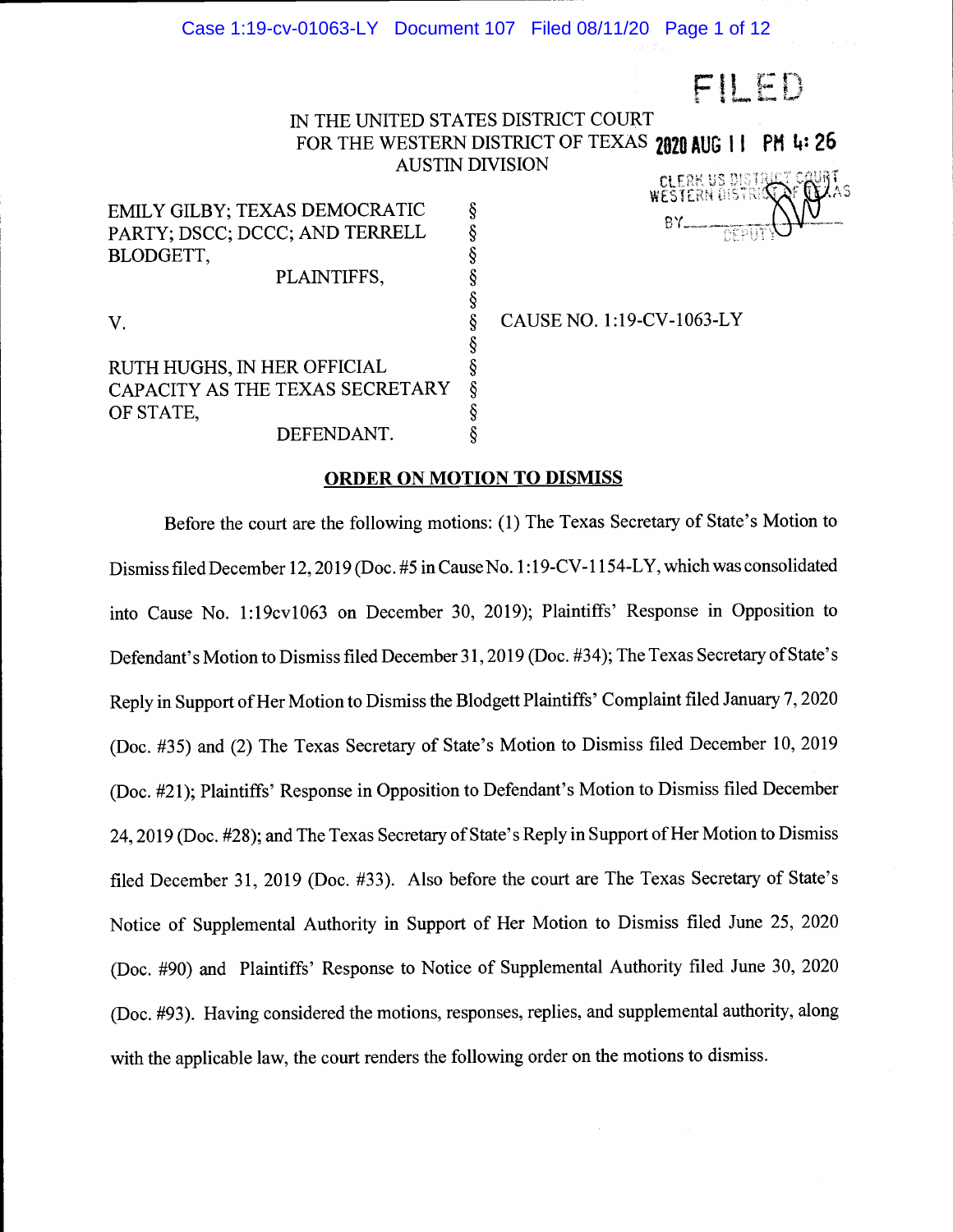FILED

IN THE UNITED STATES DISTRICT COURT
FOR THE WESTERN DISTRICT OF TEXAS
AUSTIN DIVISION

2020 AUG 11 PM 4:26

CLERK US DISTRICT COURT
WESTERN DISTRICT OF TEXAS
BY ______ DEPUTY

EMILY GILBY; TEXAS DEMOCRATIC PARTY; DSCC; DCCC; AND TERRELL BLODGETT,
PLAINTIFFS,

V.

RUTH HUGHS, IN HER OFFICIAL CAPACITY AS THE TEXAS SECRETARY OF STATE,
DEFENDANT.

§ CAUSE NO. 1:19-CV-1063-LY

**ORDER ON MOTION TO DISMISS**

Before the court are the following motions: (1) The Texas Secretary of State's Motion to Dismiss filed December 12, 2019 (Doc. #5 in Cause No. 1:19-CV-1154-LY, which was consolidated into Cause No. 1:19cv1063 on December 30, 2019); Plaintiffs' Response in Opposition to Defendant's Motion to Dismiss filed December 31, 2019 (Doc. #34); The Texas Secretary of State's Reply in Support of Her Motion to Dismiss the Blodgett Plaintiffs' Complaint filed January 7, 2020 (Doc. #35) and (2) The Texas Secretary of State's Motion to Dismiss filed December 10, 2019 (Doc. #21); Plaintiffs' Response in Opposition to Defendant's Motion to Dismiss filed December 24, 2019 (Doc. #28); and The Texas Secretary of State's Reply in Support of Her Motion to Dismiss filed December 31, 2019 (Doc. #33). Also before the court are The Texas Secretary of State's Notice of Supplemental Authority in Support of Her Motion to Dismiss filed June 25, 2020 (Doc. #90) and Plaintiffs' Response to Notice of Supplemental Authority filed June 30, 2020 (Doc. #93). Having considered the motions, responses, replies, and supplemental authority, along with the applicable law, the court renders the following order on the motions to dismiss.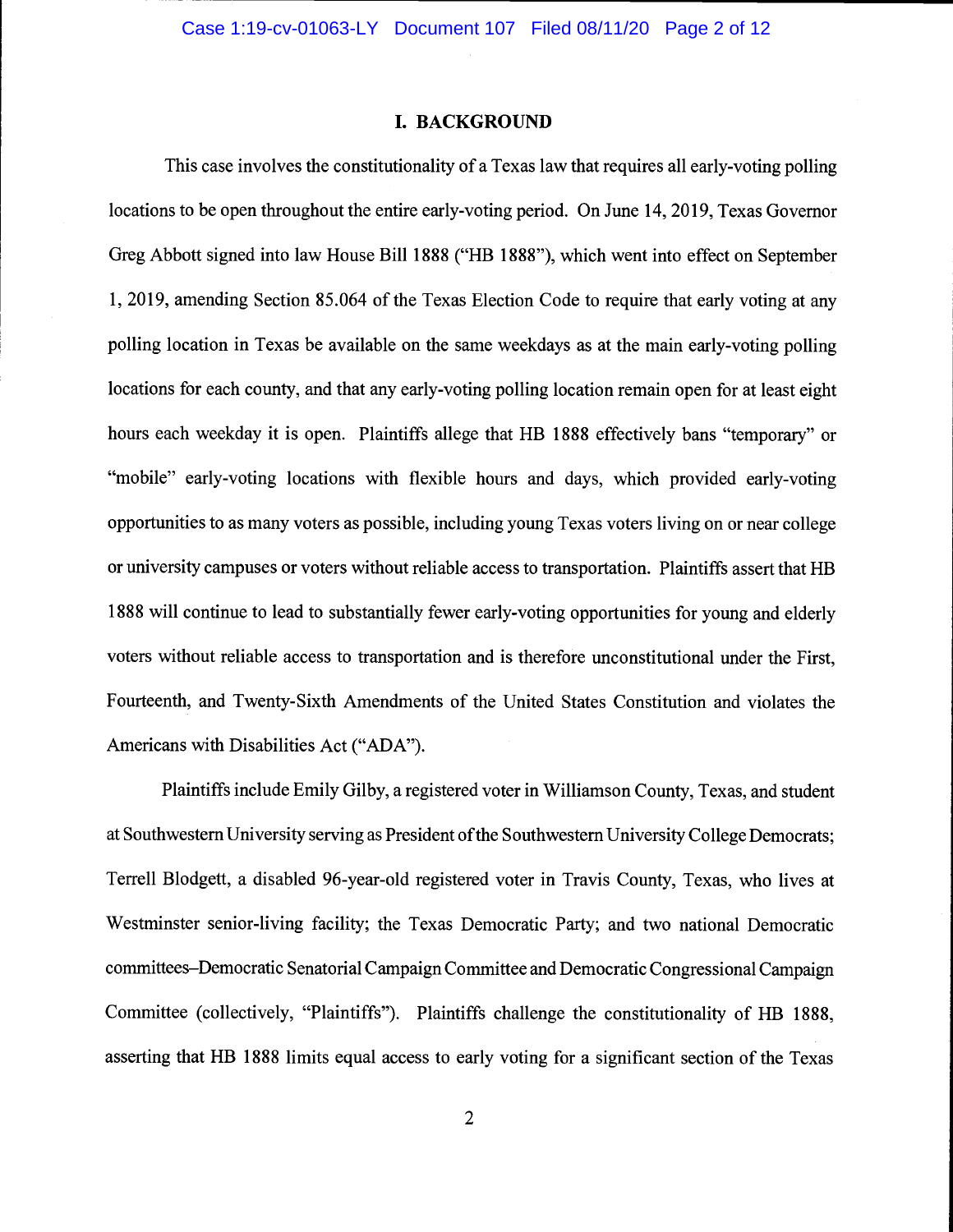## I. BACKGROUND

This case involves the constitutionality of a Texas law that requires all early-voting polling locations to be open throughout the entire early-voting period. On June 14, 2019, Texas Governor Greg Abbott signed into law House Bill 1888 ("HB 1888"), which went into effect on September 1, 2019, amending Section 85.064 of the Texas Election Code to require that early voting at any polling location in Texas be available on the same weekdays as at the main early-voting polling locations for each county, and that any early-voting polling location remain open for at least eight hours each weekday it is open. Plaintiffs allege that HB 1888 effectively bans "temporary" or "mobile" early-voting locations with flexible hours and days, which provided early-voting opportunities to as many voters as possible, including young Texas voters living on or near college or university campuses or voters without reliable access to transportation. Plaintiffs assert that HB 1888 will continue to lead to substantially fewer early-voting opportunities for young and elderly voters without reliable access to transportation and is therefore unconstitutional under the First, Fourteenth, and Twenty-Sixth Amendments of the United States Constitution and violates the Americans with Disabilities Act ("ADA").

Plaintiffs include Emily Gilby, a registered voter in Williamson County, Texas, and student at Southwestern University serving as President of the Southwestern University College Democrats; Terrell Blodgett, a disabled 96-year-old registered voter in Travis County, Texas, who lives at Westminster senior-living facility; the Texas Democratic Party; and two national Democratic committees–Democratic Senatorial Campaign Committee and Democratic Congressional Campaign Committee (collectively, "Plaintiffs"). Plaintiffs challenge the constitutionality of HB 1888, asserting that HB 1888 limits equal access to early voting for a significant section of the Texas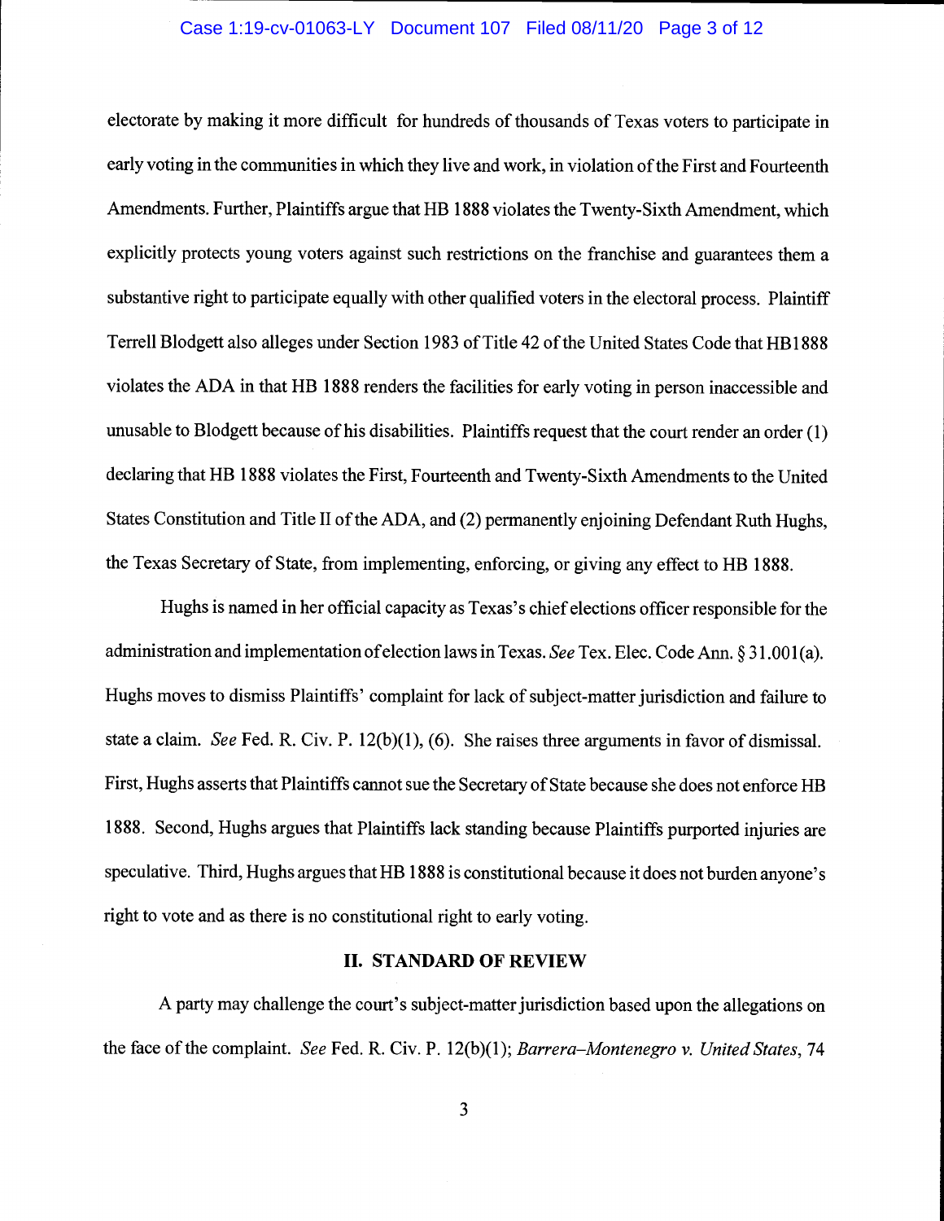electorate by making it more difficult for hundreds of thousands of Texas voters to participate in early voting in the communities in which they live and work, in violation of the First and Fourteenth Amendments. Further, Plaintiffs argue that HB 1888 violates the Twenty-Sixth Amendment, which explicitly protects young voters against such restrictions on the franchise and guarantees them a substantive right to participate equally with other qualified voters in the electoral process. Plaintiff Terrell Blodgett also alleges under Section 1983 of Title 42 of the United States Code that HB1888 violates the ADA in that HB 1888 renders the facilities for early voting in person inaccessible and unusable to Blodgett because of his disabilities. Plaintiffs request that the court render an order (1) declaring that HB 1888 violates the First, Fourteenth and Twenty-Sixth Amendments to the United States Constitution and Title II of the ADA, and (2) permanently enjoining Defendant Ruth Hughs, the Texas Secretary of State, from implementing, enforcing, or giving any effect to HB 1888.

Hughs is named in her official capacity as Texas's chief elections officer responsible for the administration and implementation of election laws in Texas. *See* Tex. Elec. Code Ann. § 31.001(a). Hughs moves to dismiss Plaintiffs' complaint for lack of subject-matter jurisdiction and failure to state a claim. *See* Fed. R. Civ. P. 12(b)(1), (6). She raises three arguments in favor of dismissal. First, Hughs asserts that Plaintiffs cannot sue the Secretary of State because she does not enforce HB 1888. Second, Hughs argues that Plaintiffs lack standing because Plaintiffs purported injuries are speculative. Third, Hughs argues that HB 1888 is constitutional because it does not burden anyone's right to vote and as there is no constitutional right to early voting.

## II. STANDARD OF REVIEW

A party may challenge the court's subject-matter jurisdiction based upon the allegations on the face of the complaint. *See* Fed. R. Civ. P. 12(b)(1); *Barrera–Montenegro v. United States*, 74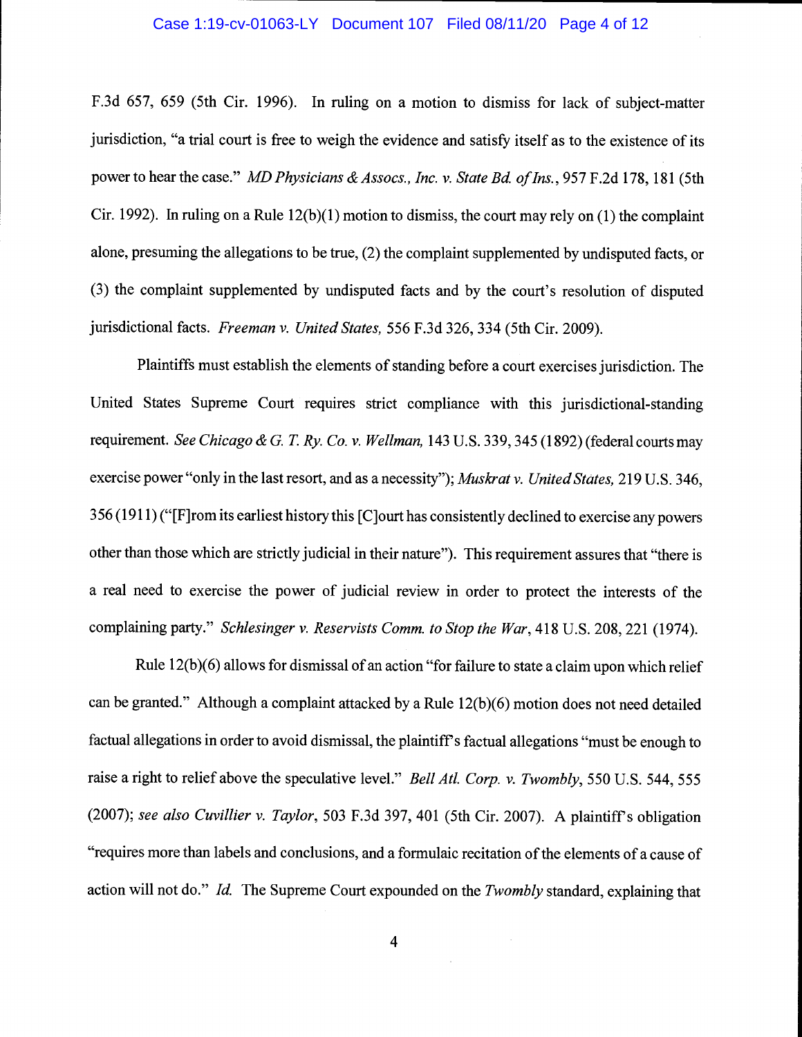F.3d 657, 659 (5th Cir. 1996). In ruling on a motion to dismiss for lack of subject-matter jurisdiction, "a trial court is free to weigh the evidence and satisfy itself as to the existence of its power to hear the case." *MD Physicians & Assocs., Inc. v. State Bd. of Ins.*, 957 F.2d 178, 181 (5th Cir. 1992). In ruling on a Rule 12(b)(1) motion to dismiss, the court may rely on (1) the complaint alone, presuming the allegations to be true, (2) the complaint supplemented by undisputed facts, or (3) the complaint supplemented by undisputed facts and by the court's resolution of disputed jurisdictional facts. *Freeman v. United States,* 556 F.3d 326, 334 (5th Cir. 2009).

Plaintiffs must establish the elements of standing before a court exercises jurisdiction. The United States Supreme Court requires strict compliance with this jurisdictional-standing requirement. *See Chicago & G. T. Ry. Co. v. Wellman,* 143 U.S. 339, 345 (1892) (federal courts may exercise power "only in the last resort, and as a necessity"); *Muskrat v. United States,* 219 U.S. 346, 356 (1911) ("[F]rom its earliest history this [C]ourt has consistently declined to exercise any powers other than those which are strictly judicial in their nature"). This requirement assures that "there is a real need to exercise the power of judicial review in order to protect the interests of the complaining party." *Schlesinger v. Reservists Comm. to Stop the War*, 418 U.S. 208, 221 (1974).

Rule 12(b)(6) allows for dismissal of an action "for failure to state a claim upon which relief can be granted." Although a complaint attacked by a Rule 12(b)(6) motion does not need detailed factual allegations in order to avoid dismissal, the plaintiff's factual allegations "must be enough to raise a right to relief above the speculative level." *Bell Atl. Corp. v. Twombly*, 550 U.S. 544, 555 (2007); *see also Cuvillier v. Taylor*, 503 F.3d 397, 401 (5th Cir. 2007). A plaintiff's obligation "requires more than labels and conclusions, and a formulaic recitation of the elements of a cause of action will not do." *Id.* The Supreme Court expounded on the *Twombly* standard, explaining that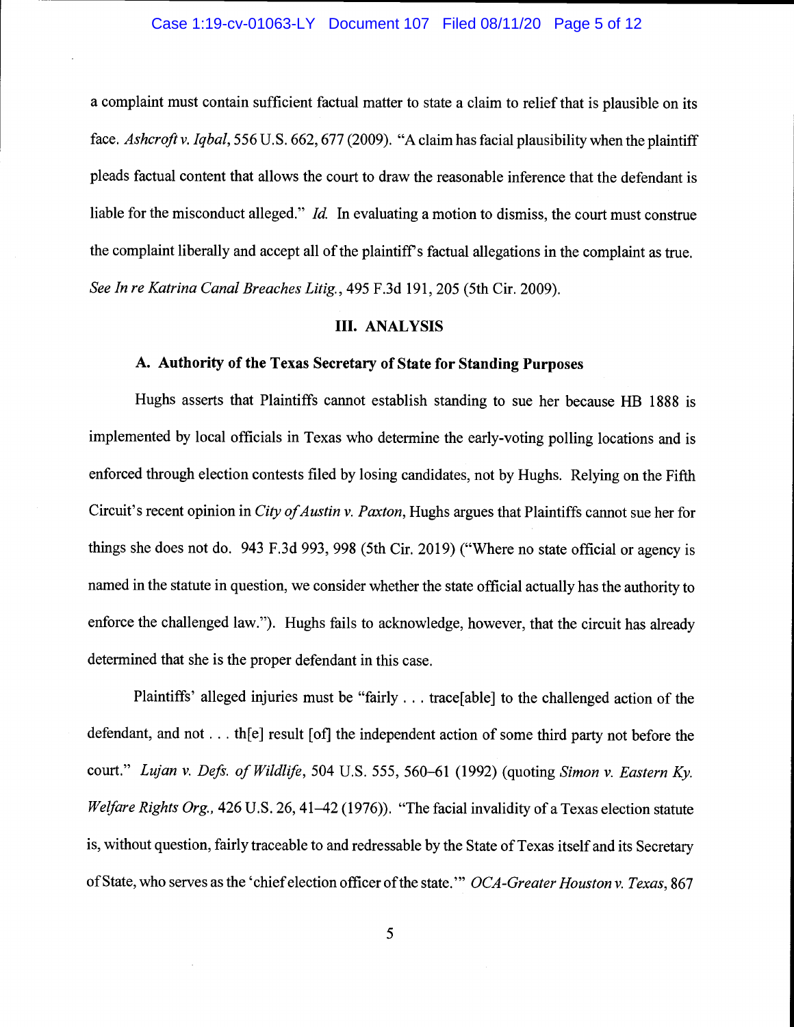a complaint must contain sufficient factual matter to state a claim to relief that is plausible on its face. *Ashcroft v. Iqbal*, 556 U.S. 662, 677 (2009). "A claim has facial plausibility when the plaintiff pleads factual content that allows the court to draw the reasonable inference that the defendant is liable for the misconduct alleged." *Id.* In evaluating a motion to dismiss, the court must construe the complaint liberally and accept all of the plaintiff's factual allegations in the complaint as true. *See In re Katrina Canal Breaches Litig.*, 495 F.3d 191, 205 (5th Cir. 2009).

## III. ANALYSIS

### A. Authority of the Texas Secretary of State for Standing Purposes

Hughs asserts that Plaintiffs cannot establish standing to sue her because HB 1888 is implemented by local officials in Texas who determine the early-voting polling locations and is enforced through election contests filed by losing candidates, not by Hughs. Relying on the Fifth Circuit's recent opinion in *City of Austin v. Paxton*, Hughs argues that Plaintiffs cannot sue her for things she does not do. 943 F.3d 993, 998 (5th Cir. 2019) ("Where no state official or agency is named in the statute in question, we consider whether the state official actually has the authority to enforce the challenged law."). Hughs fails to acknowledge, however, that the circuit has already determined that she is the proper defendant in this case.

Plaintiffs' alleged injuries must be "fairly . . . trace[able] to the challenged action of the defendant, and not . . . th[e] result [of] the independent action of some third party not before the court." *Lujan v. Defs. of Wildlife*, 504 U.S. 555, 560–61 (1992) (quoting *Simon v. Eastern Ky. Welfare Rights Org.,* 426 U.S. 26, 41–42 (1976)). "The facial invalidity of a Texas election statute is, without question, fairly traceable to and redressable by the State of Texas itself and its Secretary of State, who serves as the 'chief election officer of the state.'" *OCA-Greater Houston v. Texas*, 867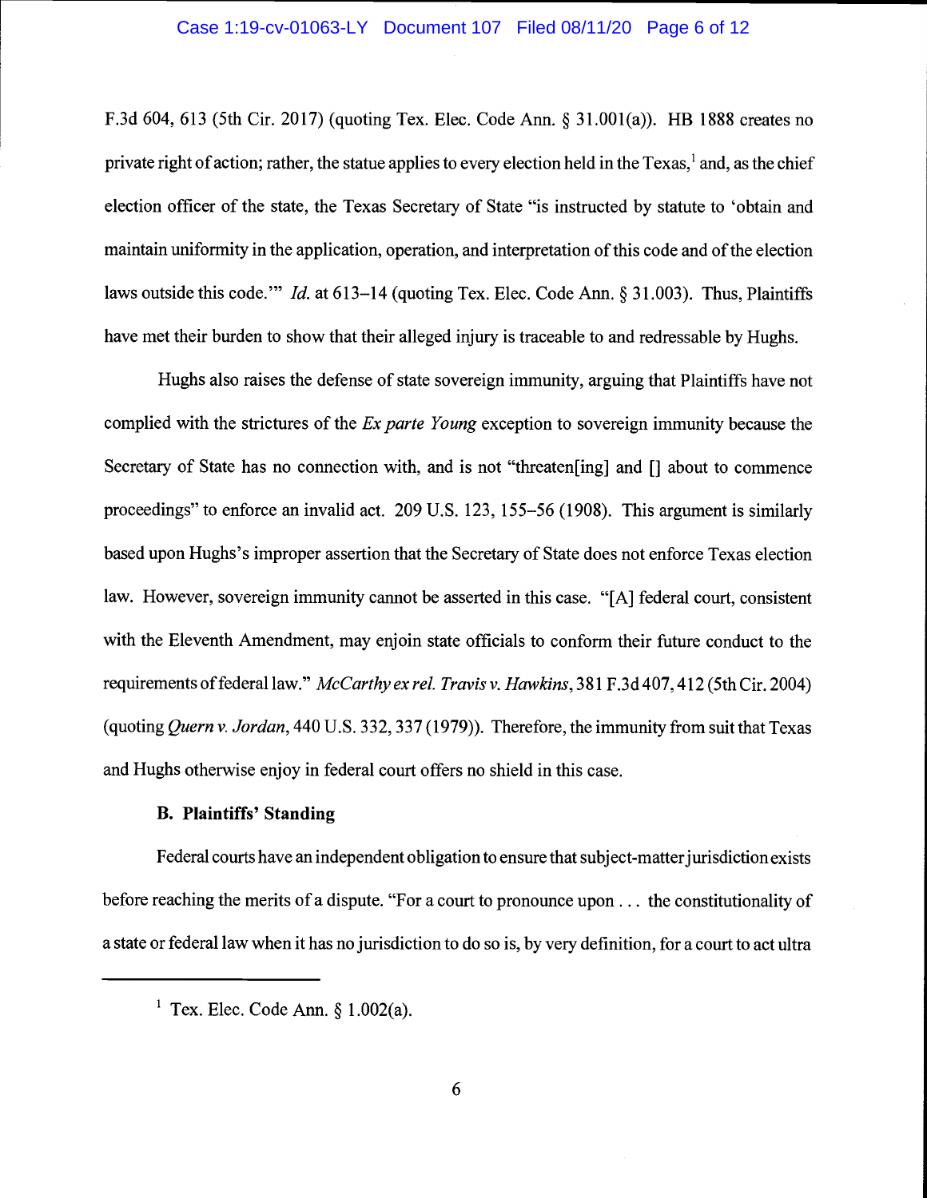F.3d 604, 613 (5th Cir. 2017) (quoting Tex. Elec. Code Ann. § 31.001(a)). HB 1888 creates no private right of action; rather, the statue applies to every election held in the Texas,[1] and, as the chief election officer of the state, the Texas Secretary of State "is instructed by statute to 'obtain and maintain uniformity in the application, operation, and interpretation of this code and of the election laws outside this code.'" *Id.* at 613–14 (quoting Tex. Elec. Code Ann. § 31.003). Thus, Plaintiffs have met their burden to show that their alleged injury is traceable to and redressable by Hughs.

Hughs also raises the defense of state sovereign immunity, arguing that Plaintiffs have not complied with the strictures of the *Ex parte Young* exception to sovereign immunity because the Secretary of State has no connection with, and is not "threaten[ing] and [] about to commence proceedings" to enforce an invalid act. 209 U.S. 123, 155–56 (1908). This argument is similarly based upon Hughs's improper assertion that the Secretary of State does not enforce Texas election law. However, sovereign immunity cannot be asserted in this case. "[A] federal court, consistent with the Eleventh Amendment, may enjoin state officials to conform their future conduct to the requirements of federal law." *McCarthy ex rel. Travis v. Hawkins*, 381 F.3d 407, 412 (5th Cir. 2004) (quoting *Quern v. Jordan*, 440 U.S. 332, 337 (1979)). Therefore, the immunity from suit that Texas and Hughs otherwise enjoy in federal court offers no shield in this case.

**B. Plaintiffs' Standing**

Federal courts have an independent obligation to ensure that subject-matter jurisdiction exists before reaching the merits of a dispute. "For a court to pronounce upon . . . the constitutionality of a state or federal law when it has no jurisdiction to do so is, by very definition, for a court to act ultra

---

[1] Tex. Elec. Code Ann. § 1.002(a).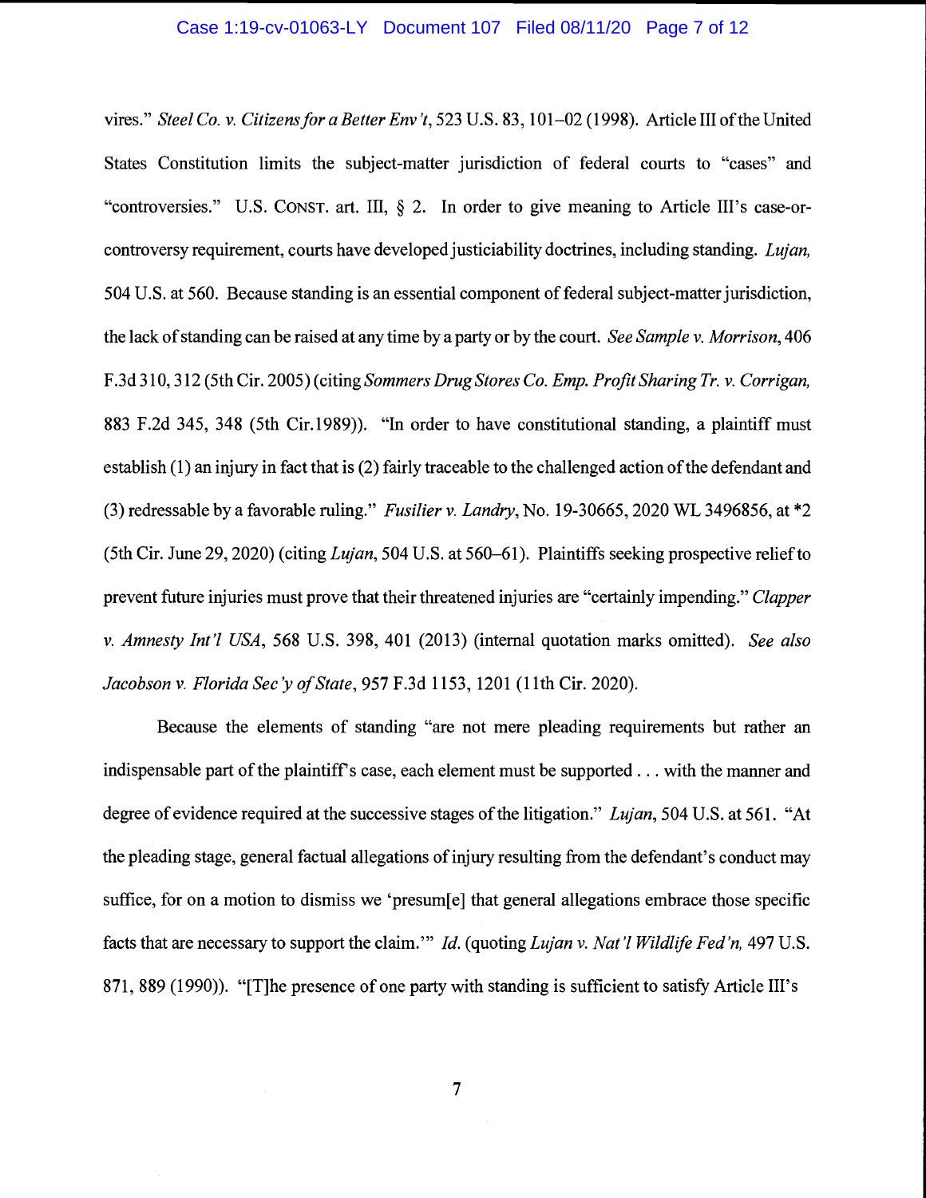vires." *Steel Co. v. Citizens for a Better Env't*, 523 U.S. 83, 101–02 (1998). Article III of the United States Constitution limits the subject-matter jurisdiction of federal courts to "cases" and "controversies." U.S. CONST. art. III, § 2. In order to give meaning to Article III's case-or-controversy requirement, courts have developed justiciability doctrines, including standing. *Lujan*, 504 U.S. at 560. Because standing is an essential component of federal subject-matter jurisdiction, the lack of standing can be raised at any time by a party or by the court. *See Sample v. Morrison*, 406 F.3d 310, 312 (5th Cir. 2005) (citing *Sommers Drug Stores Co. Emp. Profit Sharing Tr. v. Corrigan*, 883 F.2d 345, 348 (5th Cir.1989)). "In order to have constitutional standing, a plaintiff must establish (1) an injury in fact that is (2) fairly traceable to the challenged action of the defendant and (3) redressable by a favorable ruling." *Fusilier v. Landry*, No. 19-30665, 2020 WL 3496856, at *2 (5th Cir. June 29, 2020) (citing *Lujan*, 504 U.S. at 560–61). Plaintiffs seeking prospective relief to prevent future injuries must prove that their threatened injuries are "certainly impending." *Clapper v. Amnesty Int'l USA*, 568 U.S. 398, 401 (2013) (internal quotation marks omitted). *See also Jacobson v. Florida Sec'y of State*, 957 F.3d 1153, 1201 (11th Cir. 2020).

Because the elements of standing "are not mere pleading requirements but rather an indispensable part of the plaintiff's case, each element must be supported . . . with the manner and degree of evidence required at the successive stages of the litigation." *Lujan*, 504 U.S. at 561. "At the pleading stage, general factual allegations of injury resulting from the defendant's conduct may suffice, for on a motion to dismiss we 'presum[e] that general allegations embrace those specific facts that are necessary to support the claim.'" *Id.* (quoting *Lujan v. Nat'l Wildlife Fed'n*, 497 U.S. 871, 889 (1990)). "[T]he presence of one party with standing is sufficient to satisfy Article III's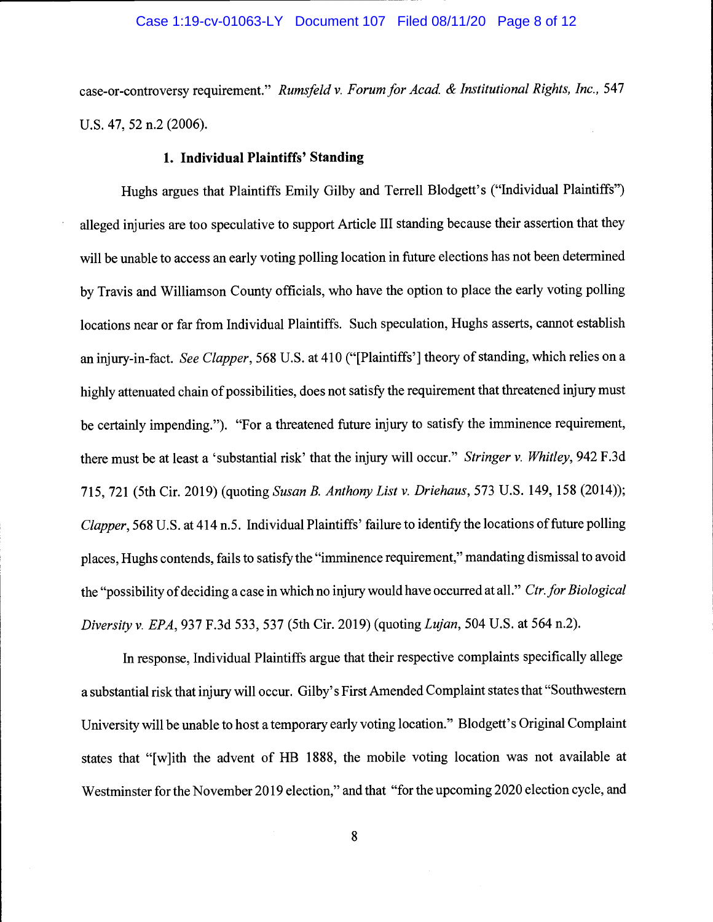case-or-controversy requirement." *Rumsfeld v. Forum for Acad. & Institutional Rights, Inc.*, 547 U.S. 47, 52 n.2 (2006).

### 1. Individual Plaintiffs' Standing

Hughs argues that Plaintiffs Emily Gilby and Terrell Blodgett's ("Individual Plaintiffs") alleged injuries are too speculative to support Article III standing because their assertion that they will be unable to access an early voting polling location in future elections has not been determined by Travis and Williamson County officials, who have the option to place the early voting polling locations near or far from Individual Plaintiffs. Such speculation, Hughs asserts, cannot establish an injury-in-fact. *See Clapper*, 568 U.S. at 410 ("[Plaintiffs'] theory of standing, which relies on a highly attenuated chain of possibilities, does not satisfy the requirement that threatened injury must be certainly impending."). "For a threatened future injury to satisfy the imminence requirement, there must be at least a 'substantial risk' that the injury will occur." *Stringer v. Whitley*, 942 F.3d 715, 721 (5th Cir. 2019) (quoting *Susan B. Anthony List v. Driehaus*, 573 U.S. 149, 158 (2014)); *Clapper*, 568 U.S. at 414 n.5. Individual Plaintiffs' failure to identify the locations of future polling places, Hughs contends, fails to satisfy the "imminence requirement," mandating dismissal to avoid the "possibility of deciding a case in which no injury would have occurred at all." *Ctr. for Biological Diversity v. EPA*, 937 F.3d 533, 537 (5th Cir. 2019) (quoting *Lujan*, 504 U.S. at 564 n.2).

In response, Individual Plaintiffs argue that their respective complaints specifically allege a substantial risk that injury will occur. Gilby's First Amended Complaint states that "Southwestern University will be unable to host a temporary early voting location." Blodgett's Original Complaint states that "[w]ith the advent of HB 1888, the mobile voting location was not available at Westminster for the November 2019 election," and that "for the upcoming 2020 election cycle, and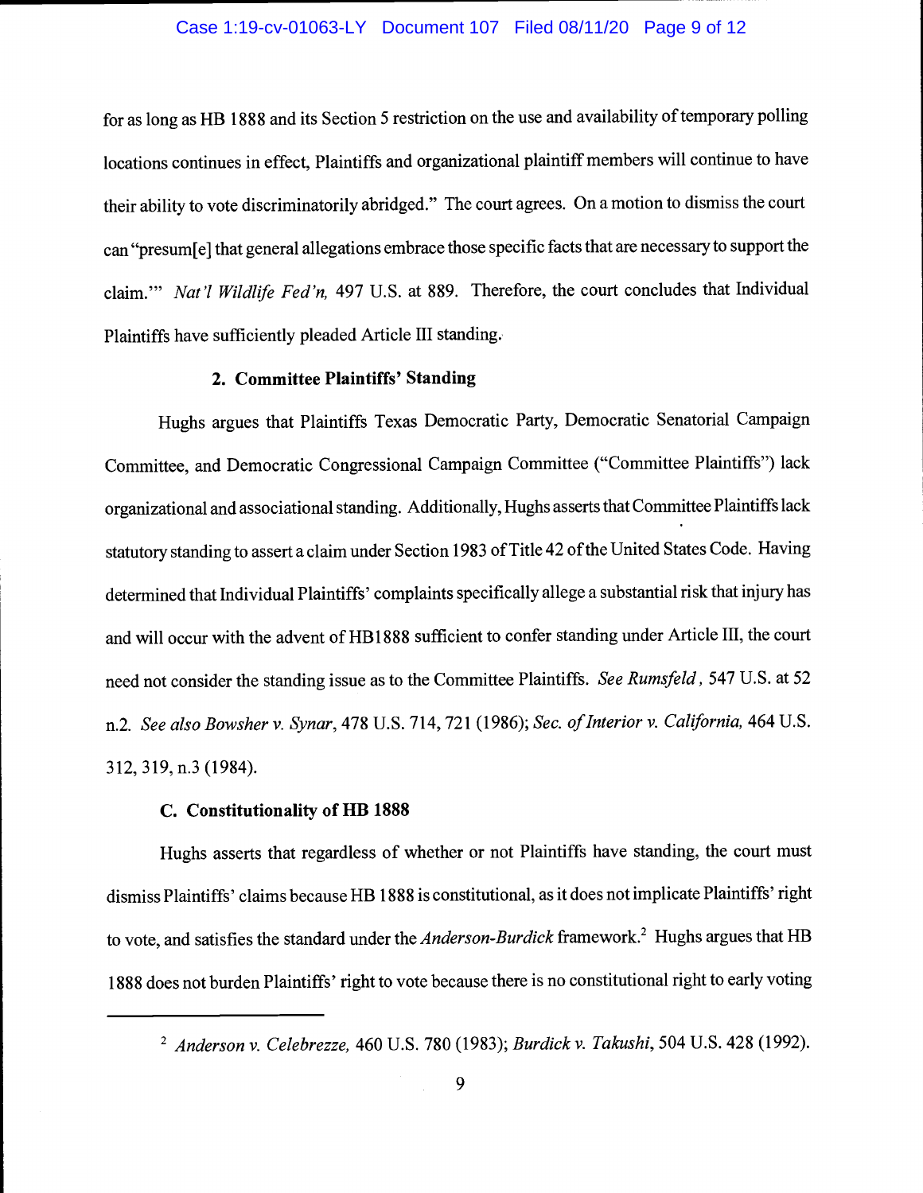for as long as HB 1888 and its Section 5 restriction on the use and availability of temporary polling locations continues in effect, Plaintiffs and organizational plaintiff members will continue to have their ability to vote discriminatorily abridged." The court agrees. On a motion to dismiss the court can "presum[e] that general allegations embrace those specific facts that are necessary to support the claim.'" *Nat'l Wildlife Fed'n,* 497 U.S. at 889. Therefore, the court concludes that Individual Plaintiffs have sufficiently pleaded Article III standing.

### 2. Committee Plaintiffs' Standing

Hughs argues that Plaintiffs Texas Democratic Party, Democratic Senatorial Campaign Committee, and Democratic Congressional Campaign Committee ("Committee Plaintiffs") lack organizational and associational standing. Additionally, Hughs asserts that Committee Plaintiffs lack statutory standing to assert a claim under Section 1983 of Title 42 of the United States Code. Having determined that Individual Plaintiffs' complaints specifically allege a substantial risk that injury has and will occur with the advent of HB1888 sufficient to confer standing under Article III, the court need not consider the standing issue as to the Committee Plaintiffs. *See Rumsfeld*, 547 U.S. at 52 n.2. *See also Bowsher v. Synar*, 478 U.S. 714, 721 (1986); *Sec. of Interior v. California,* 464 U.S. 312, 319, n.3 (1984).

## C. Constitutionality of HB 1888

Hughs asserts that regardless of whether or not Plaintiffs have standing, the court must dismiss Plaintiffs' claims because HB 1888 is constitutional, as it does not implicate Plaintiffs' right to vote, and satisfies the standard under the *Anderson-Burdick* framework.[2] Hughs argues that HB 1888 does not burden Plaintiffs' right to vote because there is no constitutional right to early voting

---

[2] *Anderson v. Celebrezze,* 460 U.S. 780 (1983); *Burdick v. Takushi*, 504 U.S. 428 (1992).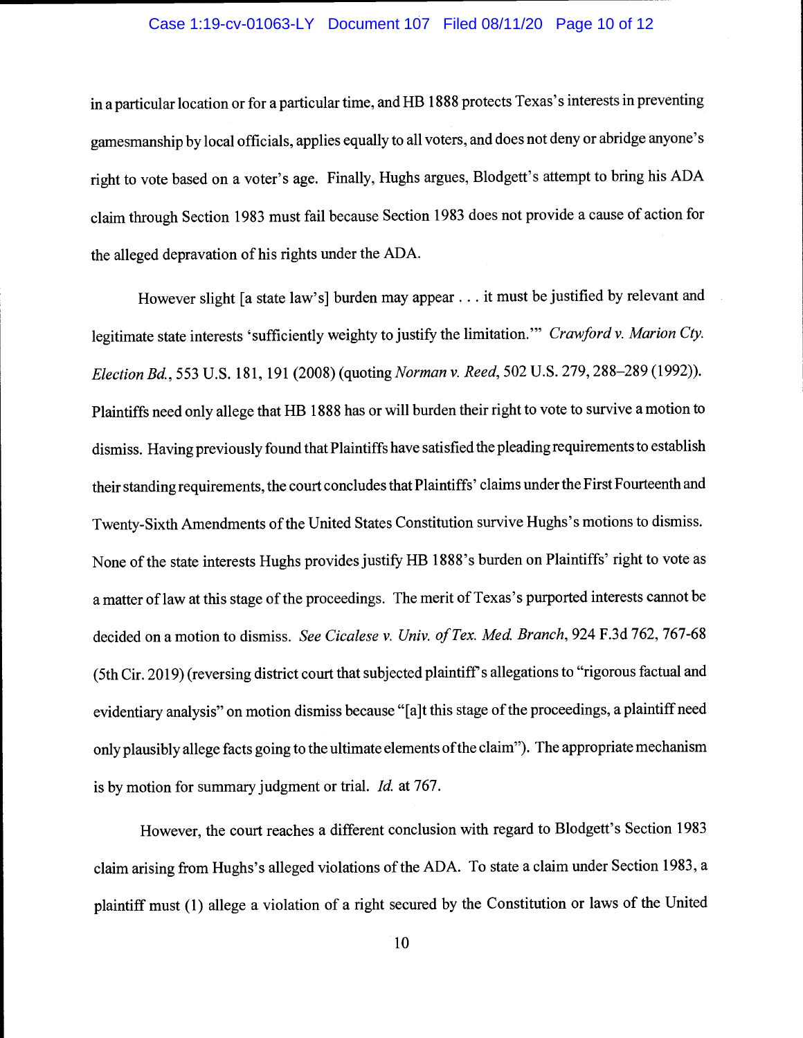in a particular location or for a particular time, and HB 1888 protects Texas's interests in preventing gamesmanship by local officials, applies equally to all voters, and does not deny or abridge anyone's right to vote based on a voter's age. Finally, Hughs argues, Blodgett's attempt to bring his ADA claim through Section 1983 must fail because Section 1983 does not provide a cause of action for the alleged depravation of his rights under the ADA.

However slight [a state law's] burden may appear . . . it must be justified by relevant and legitimate state interests 'sufficiently weighty to justify the limitation.'" *Crawford v. Marion Cty. Election Bd.*, 553 U.S. 181, 191 (2008) (quoting *Norman v. Reed*, 502 U.S. 279, 288–289 (1992)). Plaintiffs need only allege that HB 1888 has or will burden their right to vote to survive a motion to dismiss. Having previously found that Plaintiffs have satisfied the pleading requirements to establish their standing requirements, the court concludes that Plaintiffs' claims under the First Fourteenth and Twenty-Sixth Amendments of the United States Constitution survive Hughs's motions to dismiss. None of the state interests Hughs provides justify HB 1888's burden on Plaintiffs' right to vote as a matter of law at this stage of the proceedings. The merit of Texas's purported interests cannot be decided on a motion to dismiss. *See Cicalese v. Univ. of Tex. Med. Branch*, 924 F.3d 762, 767-68 (5th Cir. 2019) (reversing district court that subjected plaintiff's allegations to "rigorous factual and evidentiary analysis" on motion dismiss because "[a]t this stage of the proceedings, a plaintiff need only plausibly allege facts going to the ultimate elements of the claim"). The appropriate mechanism is by motion for summary judgment or trial. *Id.* at 767.

However, the court reaches a different conclusion with regard to Blodgett's Section 1983 claim arising from Hughs's alleged violations of the ADA. To state a claim under Section 1983, a plaintiff must (1) allege a violation of a right secured by the Constitution or laws of the United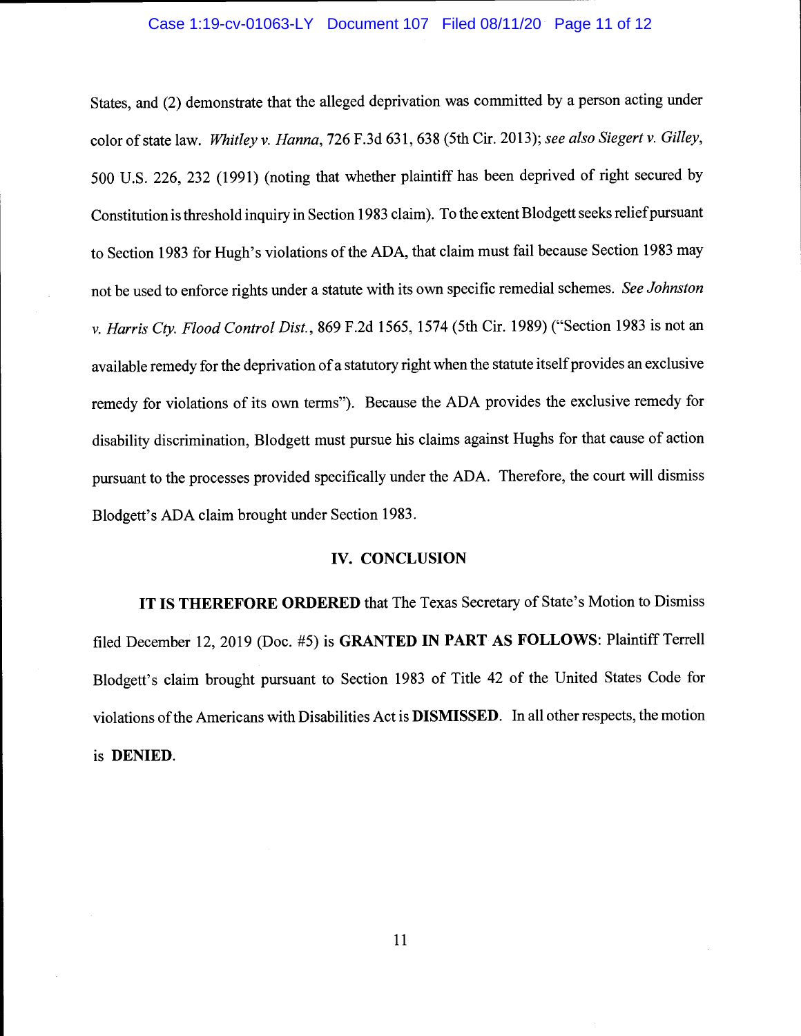States, and (2) demonstrate that the alleged deprivation was committed by a person acting under color of state law. *Whitley v. Hanna*, 726 F.3d 631, 638 (5th Cir. 2013); *see also Siegert v. Gilley*, 500 U.S. 226, 232 (1991) (noting that whether plaintiff has been deprived of right secured by Constitution is threshold inquiry in Section 1983 claim). To the extent Blodgett seeks relief pursuant to Section 1983 for Hugh's violations of the ADA, that claim must fail because Section 1983 may not be used to enforce rights under a statute with its own specific remedial schemes. *See Johnston v. Harris Cty. Flood Control Dist.*, 869 F.2d 1565, 1574 (5th Cir. 1989) ("Section 1983 is not an available remedy for the deprivation of a statutory right when the statute itself provides an exclusive remedy for violations of its own terms"). Because the ADA provides the exclusive remedy for disability discrimination, Blodgett must pursue his claims against Hughs for that cause of action pursuant to the processes provided specifically under the ADA. Therefore, the court will dismiss Blodgett's ADA claim brought under Section 1983.

## IV. CONCLUSION

**IT IS THEREFORE ORDERED** that The Texas Secretary of State's Motion to Dismiss filed December 12, 2019 (Doc. #5) is **GRANTED IN PART AS FOLLOWS**: Plaintiff Terrell Blodgett's claim brought pursuant to Section 1983 of Title 42 of the United States Code for violations of the Americans with Disabilities Act is **DISMISSED**. In all other respects, the motion is **DENIED**.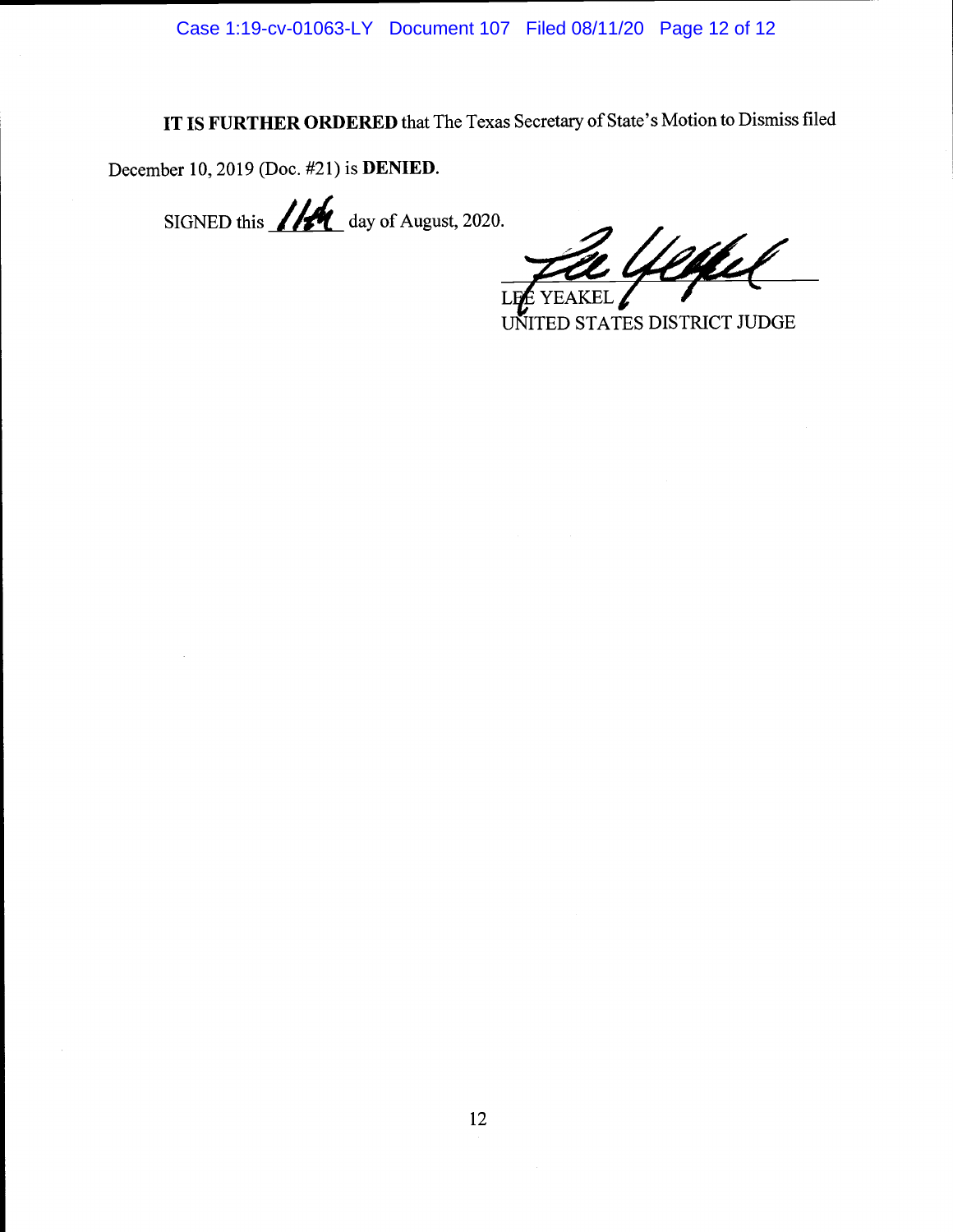**IT IS FURTHER ORDERED** that The Texas Secretary of State's Motion to Dismiss filed December 10, 2019 (Doc. #21) is **DENIED.**

SIGNED this 11th day of August, 2020.

LEE YEAKEL
UNITED STATES DISTRICT JUDGE